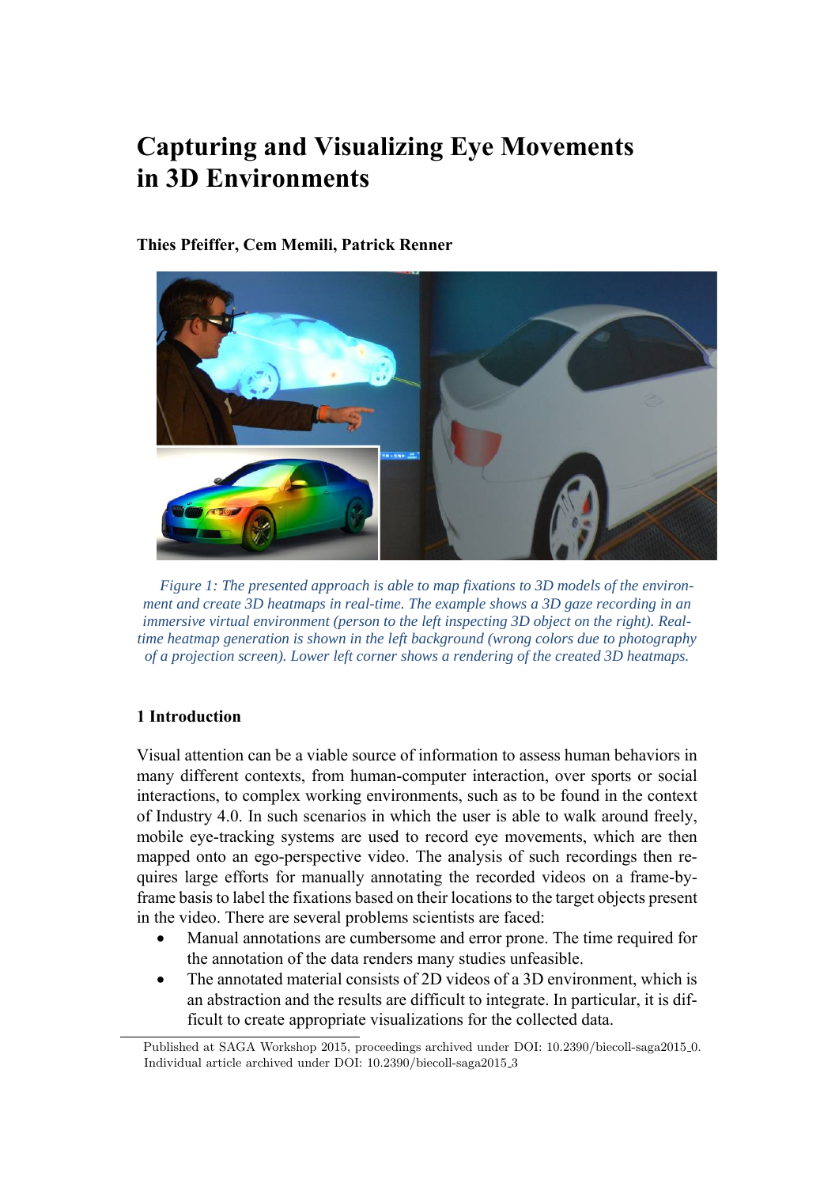# Capturing and Visualizing Eye Movements in 3D Environments

**Thies Pfeiffer, Cem Memili, Patrick Renner**

*Figure 1: The presented approach is able to map fixations to 3D models of the environment and create 3D heatmaps in real-time. The example shows a 3D gaze recording in an immersive virtual environment (person to the left inspecting 3D object on the right). Real-time heatmap generation is shown in the left background (wrong colors due to photography of a projection screen). Lower left corner shows a rendering of the created 3D heatmaps.*

## 1 Introduction

Visual attention can be a viable source of information to assess human behaviors in many different contexts, from human-computer interaction, over sports or social interactions, to complex working environments, such as to be found in the context of Industry 4.0. In such scenarios in which the user is able to walk around freely, mobile eye-tracking systems are used to record eye movements, which are then mapped onto an ego-perspective video. The analysis of such recordings then requires large efforts for manually annotating the recorded videos on a frame-by-frame basis to label the fixations based on their locations to the target objects present in the video. There are several problems scientists are faced:

- Manual annotations are cumbersome and error prone. The time required for the annotation of the data renders many studies unfeasible.
- The annotated material consists of 2D videos of a 3D environment, which is an abstraction and the results are difficult to integrate. In particular, it is difficult to create appropriate visualizations for the collected data.

Published at SAGA Workshop 2015, proceedings archived under DOI: 10.2390/biecoll-saga2015_0. Individual article archived under DOI: 10.2390/biecoll-saga2015_3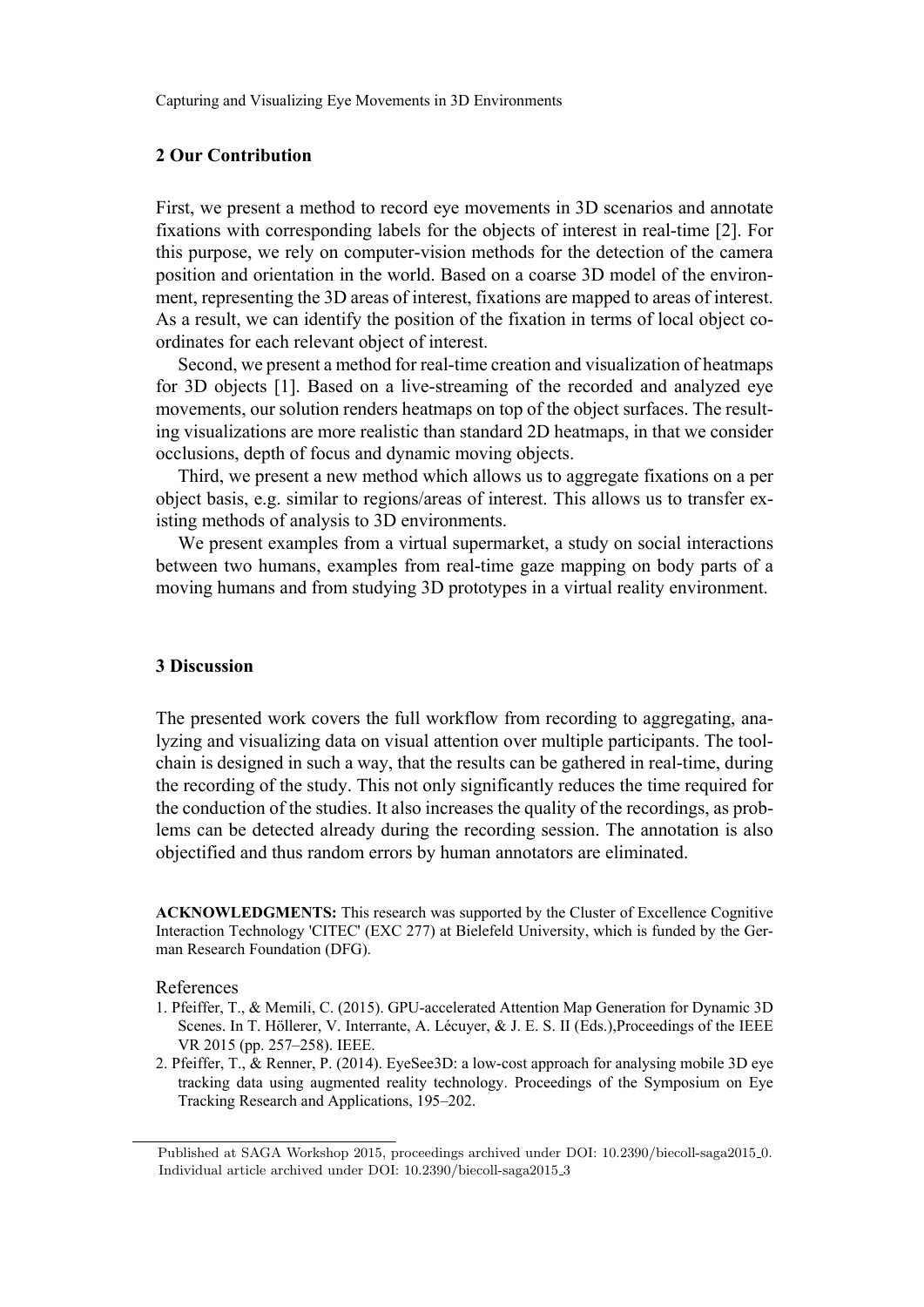## 2 Our Contribution

First, we present a method to record eye movements in 3D scenarios and annotate fixations with corresponding labels for the objects of interest in real-time [2]. For this purpose, we rely on computer-vision methods for the detection of the camera position and orientation in the world. Based on a coarse 3D model of the environment, representing the 3D areas of interest, fixations are mapped to areas of interest. As a result, we can identify the position of the fixation in terms of local object coordinates for each relevant object of interest.

Second, we present a method for real-time creation and visualization of heatmaps for 3D objects [1]. Based on a live-streaming of the recorded and analyzed eye movements, our solution renders heatmaps on top of the object surfaces. The resulting visualizations are more realistic than standard 2D heatmaps, in that we consider occlusions, depth of focus and dynamic moving objects.

Third, we present a new method which allows us to aggregate fixations on a per object basis, e.g. similar to regions/areas of interest. This allows us to transfer existing methods of analysis to 3D environments.

We present examples from a virtual supermarket, a study on social interactions between two humans, examples from real-time gaze mapping on body parts of a moving humans and from studying 3D prototypes in a virtual reality environment.

## 3 Discussion

The presented work covers the full workflow from recording to aggregating, analyzing and visualizing data on visual attention over multiple participants. The toolchain is designed in such a way, that the results can be gathered in real-time, during the recording of the study. This not only significantly reduces the time required for the conduction of the studies. It also increases the quality of the recordings, as problems can be detected already during the recording session. The annotation is also objectified and thus random errors by human annotators are eliminated.

**ACKNOWLEDGMENTS:** This research was supported by the Cluster of Excellence Cognitive Interaction Technology 'CITEC' (EXC 277) at Bielefeld University, which is funded by the German Research Foundation (DFG).

References

1. Pfeiffer, T., & Memili, C. (2015). GPU-accelerated Attention Map Generation for Dynamic 3D Scenes. In T. Höllerer, V. Interrante, A. Lécuyer, & J. E. S. II (Eds.),Proceedings of the IEEE VR 2015 (pp. 257–258). IEEE.
2. Pfeiffer, T., & Renner, P. (2014). EyeSee3D: a low-cost approach for analysing mobile 3D eye tracking data using augmented reality technology. Proceedings of the Symposium on Eye Tracking Research and Applications, 195–202.

Published at SAGA Workshop 2015, proceedings archived under DOI: 10.2390/biecoll-saga2015_0. Individual article archived under DOI: 10.2390/biecoll-saga2015_3